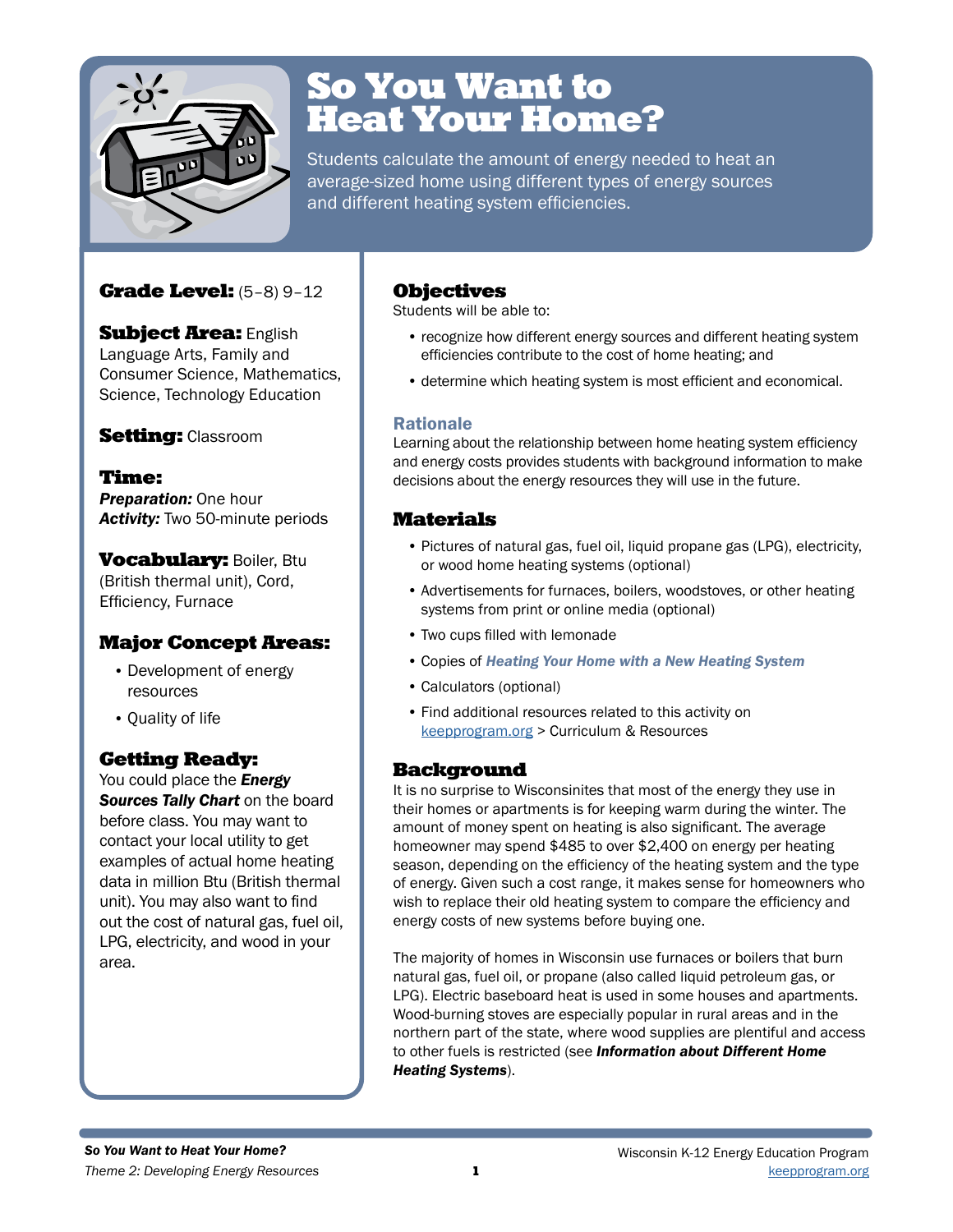# So You Want to Heat Your Home?

Students calculate the amount of energy needed to heat an average-sized home using different types of energy sources and different heating system efficiencies.

**Grade Level:** (5–8) 9–12

**Subject Area:** English Language Arts, Family and Consumer Science, Mathematics, Science, Technology Education

**Setting:** Classroom

**Time:**
***Preparation:*** One hour
***Activity:*** Two 50-minute periods

**Vocabulary:** Boiler, Btu (British thermal unit), Cord, Efficiency, Furnace

**Major Concept Areas:**

- Development of energy resources
- Quality of life

**Getting Ready:**
You could place the ***Energy Sources Tally Chart*** on the board before class. You may want to contact your local utility to get examples of actual home heating data in million Btu (British thermal unit). You may also want to find out the cost of natural gas, fuel oil, LPG, electricity, and wood in your area.

## Objectives

Students will be able to:

- recognize how different energy sources and different heating system efficiencies contribute to the cost of home heating; and
- determine which heating system is most efficient and economical.

### Rationale

Learning about the relationship between home heating system efficiency and energy costs provides students with background information to make decisions about the energy resources they will use in the future.

## Materials

- Pictures of natural gas, fuel oil, liquid propane gas (LPG), electricity, or wood home heating systems (optional)
- Advertisements for furnaces, boilers, woodstoves, or other heating systems from print or online media (optional)
- Two cups filled with lemonade
- Copies of ***Heating Your Home with a New Heating System***
- Calculators (optional)
- Find additional resources related to this activity on keepprogram.org > Curriculum & Resources

## Background

It is no surprise to Wisconsinites that most of the energy they use in their homes or apartments is for keeping warm during the winter. The amount of money spent on heating is also significant. The average homeowner may spend $485 to over $2,400 on energy per heating season, depending on the efficiency of the heating system and the type of energy. Given such a cost range, it makes sense for homeowners who wish to replace their old heating system to compare the efficiency and energy costs of new systems before buying one.

The majority of homes in Wisconsin use furnaces or boilers that burn natural gas, fuel oil, or propane (also called liquid petroleum gas, or LPG). Electric baseboard heat is used in some houses and apartments. Wood-burning stoves are especially popular in rural areas and in the northern part of the state, where wood supplies are plentiful and access to other fuels is restricted (see ***Information about Different Home Heating Systems***).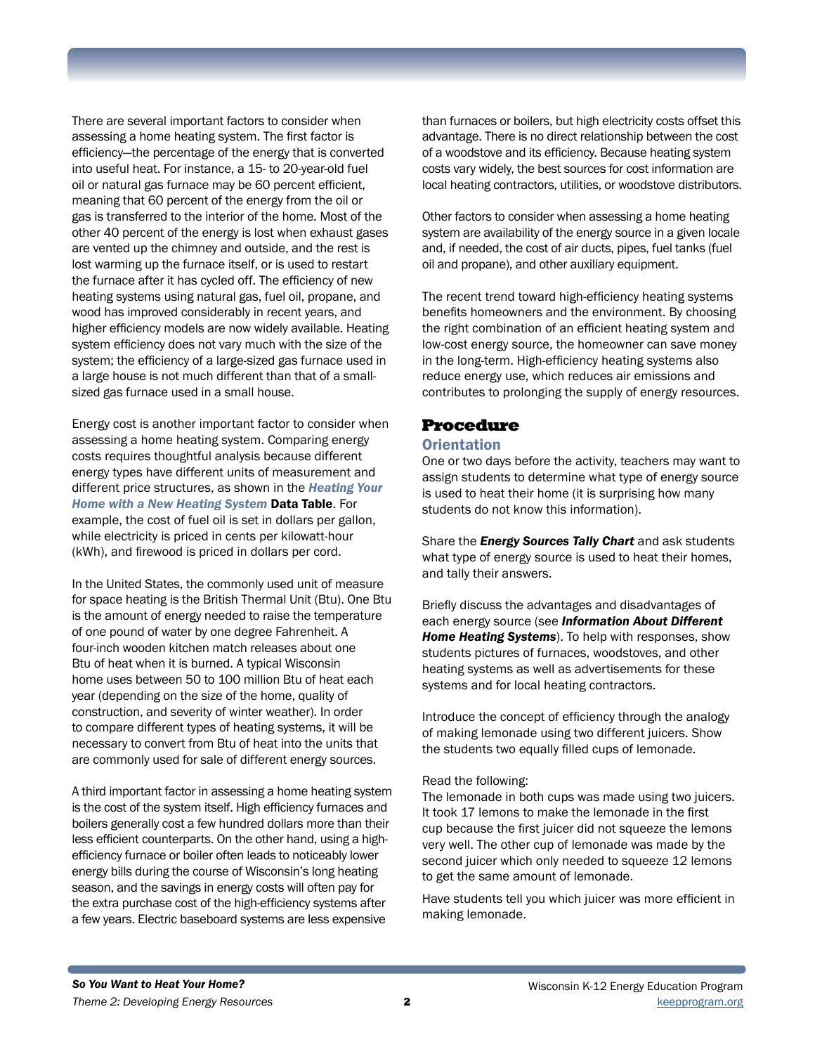There are several important factors to consider when assessing a home heating system. The first factor is efficiency—the percentage of the energy that is converted into useful heat. For instance, a 15- to 20-year-old fuel oil or natural gas furnace may be 60 percent efficient, meaning that 60 percent of the energy from the oil or gas is transferred to the interior of the home. Most of the other 40 percent of the energy is lost when exhaust gases are vented up the chimney and outside, and the rest is lost warming up the furnace itself, or is used to restart the furnace after it has cycled off. The efficiency of new heating systems using natural gas, fuel oil, propane, and wood has improved considerably in recent years, and higher efficiency models are now widely available. Heating system efficiency does not vary much with the size of the system; the efficiency of a large-sized gas furnace used in a large house is not much different than that of a small-sized gas furnace used in a small house.

Energy cost is another important factor to consider when assessing a home heating system. Comparing energy costs requires thoughtful analysis because different energy types have different units of measurement and different price structures, as shown in the ***Heating Your Home with a New Heating System*** **Data Table**. For example, the cost of fuel oil is set in dollars per gallon, while electricity is priced in cents per kilowatt-hour (kWh), and firewood is priced in dollars per cord.

In the United States, the commonly used unit of measure for space heating is the British Thermal Unit (Btu). One Btu is the amount of energy needed to raise the temperature of one pound of water by one degree Fahrenheit. A four-inch wooden kitchen match releases about one Btu of heat when it is burned. A typical Wisconsin home uses between 50 to 100 million Btu of heat each year (depending on the size of the home, quality of construction, and severity of winter weather). In order to compare different types of heating systems, it will be necessary to convert from Btu of heat into the units that are commonly used for sale of different energy sources.

A third important factor in assessing a home heating system is the cost of the system itself. High efficiency furnaces and boilers generally cost a few hundred dollars more than their less efficient counterparts. On the other hand, using a high-efficiency furnace or boiler often leads to noticeably lower energy bills during the course of Wisconsin's long heating season, and the savings in energy costs will often pay for the extra purchase cost of the high-efficiency systems after a few years. Electric baseboard systems are less expensive than furnaces or boilers, but high electricity costs offset this advantage. There is no direct relationship between the cost of a woodstove and its efficiency. Because heating system costs vary widely, the best sources for cost information are local heating contractors, utilities, or woodstove distributors.

Other factors to consider when assessing a home heating system are availability of the energy source in a given locale and, if needed, the cost of air ducts, pipes, fuel tanks (fuel oil and propane), and other auxiliary equipment.

The recent trend toward high-efficiency heating systems benefits homeowners and the environment. By choosing the right combination of an efficient heating system and low-cost energy source, the homeowner can save money in the long-term. High-efficiency heating systems also reduce energy use, which reduces air emissions and contributes to prolonging the supply of energy resources.

## Procedure

### Orientation

One or two days before the activity, teachers may want to assign students to determine what type of energy source is used to heat their home (it is surprising how many students do not know this information).

Share the ***Energy Sources Tally Chart*** and ask students what type of energy source is used to heat their homes, and tally their answers.

Briefly discuss the advantages and disadvantages of each energy source (see ***Information About Different Home Heating Systems***). To help with responses, show students pictures of furnaces, woodstoves, and other heating systems as well as advertisements for these systems and for local heating contractors.

Introduce the concept of efficiency through the analogy of making lemonade using two different juicers. Show the students two equally filled cups of lemonade.

Read the following:
The lemonade in both cups was made using two juicers. It took 17 lemons to make the lemonade in the first cup because the first juicer did not squeeze the lemons very well. The other cup of lemonade was made by the second juicer which only needed to squeeze 12 lemons to get the same amount of lemonade.

Have students tell you which juicer was more efficient in making lemonade.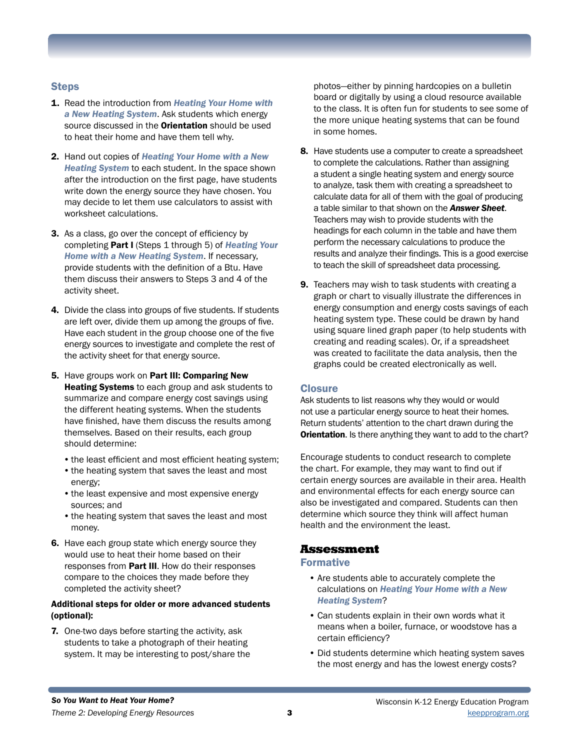## Steps

1. Read the introduction from ***Heating Your Home with a New Heating System***. Ask students which energy source discussed in the **Orientation** should be used to heat their home and have them tell why.

2. Hand out copies of ***Heating Your Home with a New Heating System*** to each student. In the space shown after the introduction on the first page, have students write down the energy source they have chosen. You may decide to let them use calculators to assist with worksheet calculations.

3. As a class, go over the concept of efficiency by completing **Part I** (Steps 1 through 5) of ***Heating Your Home with a New Heating System***. If necessary, provide students with the definition of a Btu. Have them discuss their answers to Steps 3 and 4 of the activity sheet.

4. Divide the class into groups of five students. If students are left over, divide them up among the groups of five. Have each student in the group choose one of the five energy sources to investigate and complete the rest of the activity sheet for that energy source.

5. Have groups work on **Part III: Comparing New Heating Systems** to each group and ask students to summarize and compare energy cost savings using the different heating systems. When the students have finished, have them discuss the results among themselves. Based on their results, each group should determine:
   - the least efficient and most efficient heating system;
   - the heating system that saves the least and most energy;
   - the least expensive and most expensive energy sources; and
   - the heating system that saves the least and most money.

6. Have each group state which energy source they would use to heat their home based on their responses from **Part III**. How do their responses compare to the choices they made before they completed the activity sheet?

**Additional steps for older or more advanced students (optional):**

7. One-two days before starting the activity, ask students to take a photograph of their heating system. It may be interesting to post/share the photos—either by pinning hardcopies on a bulletin board or digitally by using a cloud resource available to the class. It is often fun for students to see some of the more unique heating systems that can be found in some homes.

8. Have students use a computer to create a spreadsheet to complete the calculations. Rather than assigning a student a single heating system and energy source to analyze, task them with creating a spreadsheet to calculate data for all of them with the goal of producing a table similar to that shown on the ***Answer Sheet***. Teachers may wish to provide students with the headings for each column in the table and have them perform the necessary calculations to produce the results and analyze their findings. This is a good exercise to teach the skill of spreadsheet data processing.

9. Teachers may wish to task students with creating a graph or chart to visually illustrate the differences in energy consumption and energy costs savings of each heating system type. These could be drawn by hand using square lined graph paper (to help students with creating and reading scales). Or, if a spreadsheet was created to facilitate the data analysis, then the graphs could be created electronically as well.

## Closure

Ask students to list reasons why they would or would not use a particular energy source to heat their homes. Return students' attention to the chart drawn during the **Orientation**. Is there anything they want to add to the chart?

Encourage students to conduct research to complete the chart. For example, they may want to find out if certain energy sources are available in their area. Health and environmental effects for each energy source can also be investigated and compared. Students can then determine which source they think will affect human health and the environment the least.

# Assessment

## Formative

- Are students able to accurately complete the calculations on ***Heating Your Home with a New Heating System***?
- Can students explain in their own words what it means when a boiler, furnace, or woodstove has a certain efficiency?
- Did students determine which heating system saves the most energy and has the lowest energy costs?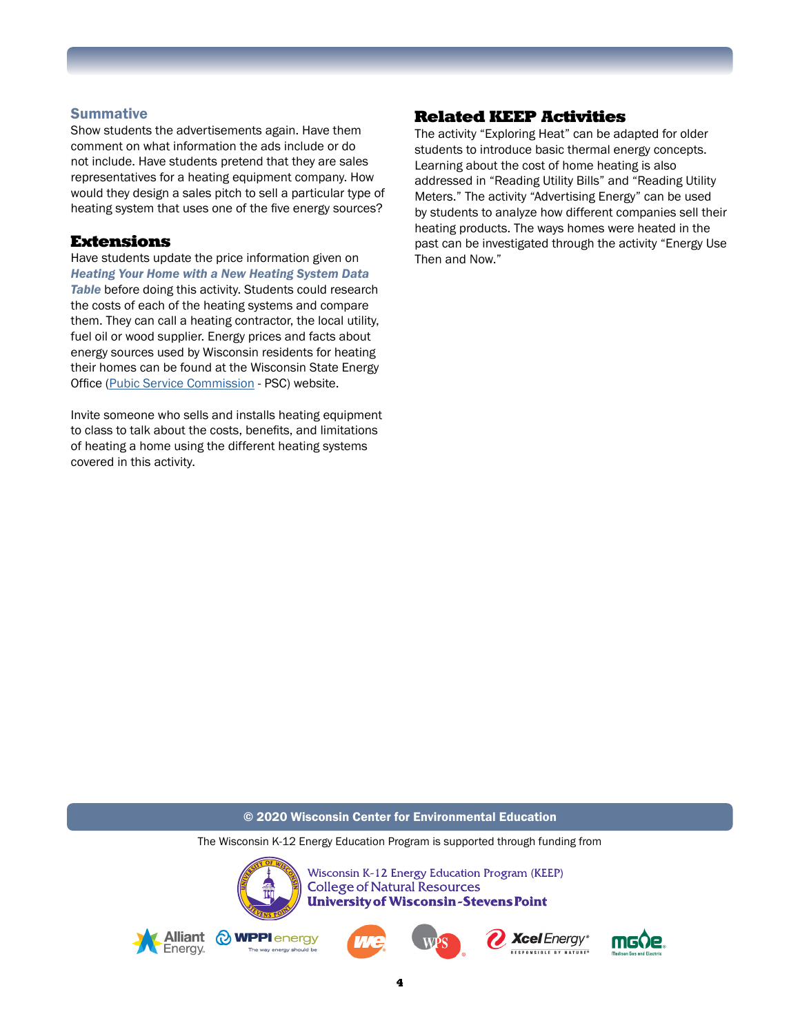### Summative

Show students the advertisements again. Have them comment on what information the ads include or do not include. Have students pretend that they are sales representatives for a heating equipment company. How would they design a sales pitch to sell a particular type of heating system that uses one of the five energy sources?

## Extensions

Have students update the price information given on ***Heating Your Home with a New Heating System Data Table*** before doing this activity. Students could research the costs of each of the heating systems and compare them. They can call a heating contractor, the local utility, fuel oil or wood supplier. Energy prices and facts about energy sources used by Wisconsin residents for heating their homes can be found at the Wisconsin State Energy Office (Pubic Service Commission - PSC) website.

Invite someone who sells and installs heating equipment to class to talk about the costs, benefits, and limitations of heating a home using the different heating systems covered in this activity.

## Related KEEP Activities

The activity "Exploring Heat" can be adapted for older students to introduce basic thermal energy concepts. Learning about the cost of home heating is also addressed in "Reading Utility Bills" and "Reading Utility Meters." The activity "Advertising Energy" can be used by students to analyze how different companies sell their heating products. The ways homes were heated in the past can be investigated through the activity "Energy Use Then and Now."

**© 2020 Wisconsin Center for Environmental Education**

The Wisconsin K-12 Energy Education Program is supported through funding from

Wisconsin K-12 Energy Education Program (KEEP)
College of Natural Resources
**University of Wisconsin-Stevens Point**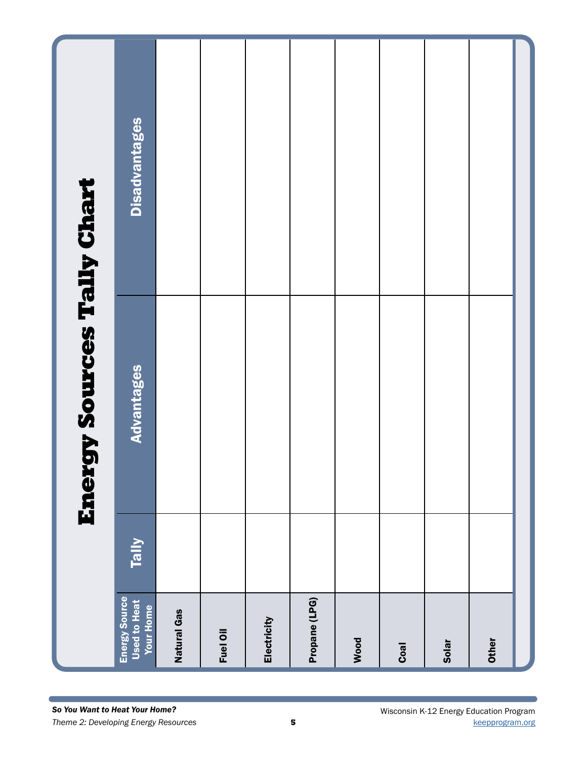# Energy Sources Tally Chart

| Energy Source Used to Heat Your Home | Tally | Advantages | Disadvantages |
|---|---|---|---|
| Natural Gas | | | |
| Fuel Oil | | | |
| Electricity | | | |
| Propane (LPG) | | | |
| Wood | | | |
| Coal | | | |
| Solar | | | |
| Other | | | |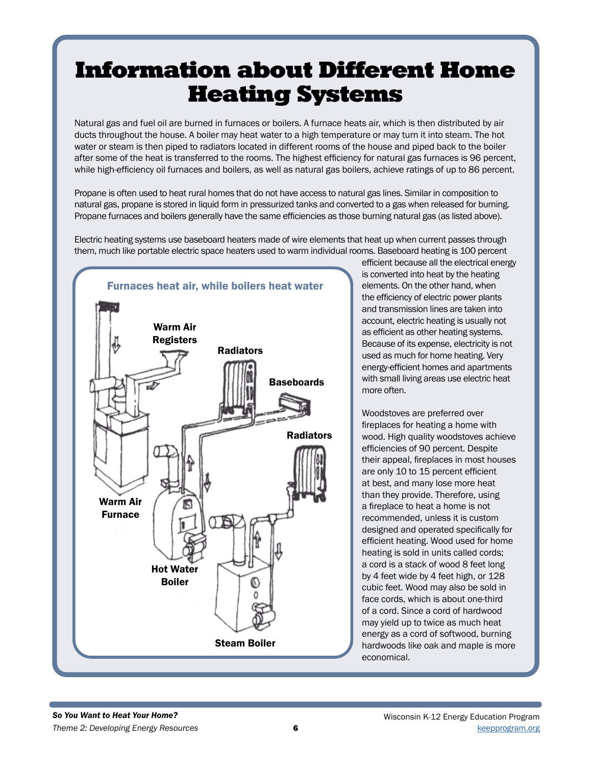# Information about Different Home Heating Systems

Natural gas and fuel oil are burned in furnaces or boilers. A furnace heats air, which is then distributed by air ducts throughout the house. A boiler may heat water to a high temperature or may turn it into steam. The hot water or steam is then piped to radiators located in different rooms of the house and piped back to the boiler after some of the heat is transferred to the rooms. The highest efficiency for natural gas furnaces is 96 percent, while high-efficiency oil furnaces and boilers, as well as natural gas boilers, achieve ratings of up to 86 percent.

Propane is often used to heat rural homes that do not have access to natural gas lines. Similar in composition to natural gas, propane is stored in liquid form in pressurized tanks and converted to a gas when released for burning. Propane furnaces and boilers generally have the same efficiencies as those burning natural gas (as listed above).

Electric heating systems use baseboard heaters made of wire elements that heat up when current passes through them, much like portable electric space heaters used to warm individual rooms. Baseboard heating is 100 percent efficient because all the electrical energy is converted into heat by the heating elements. On the other hand, when the efficiency of electric power plants and transmission lines are taken into account, electric heating is usually not as efficient as other heating systems. Because of its expense, electricity is not used as much for home heating. Very energy-efficient homes and apartments with small living areas use electric heat more often.

Woodstoves are preferred over fireplaces for heating a home with wood. High quality woodstoves achieve efficiencies of 90 percent. Despite their appeal, fireplaces in most houses are only 10 to 15 percent efficient at best, and many lose more heat than they provide. Therefore, using a fireplace to heat a home is not recommended, unless it is custom designed and operated specifically for efficient heating. Wood used for home heating is sold in units called cords; a cord is a stack of wood 8 feet long by 4 feet wide by 4 feet high, or 128 cubic feet. Wood may also be sold in face cords, which is about one-third of a cord. Since a cord of hardwood may yield up to twice as much heat energy as a cord of softwood, burning hardwoods like oak and maple is more economical.

**Furnaces heat air, while boilers heat water**

Warm Air Registers
Radiators
Baseboards
Radiators
Warm Air Furnace
Hot Water Boiler
Steam Boiler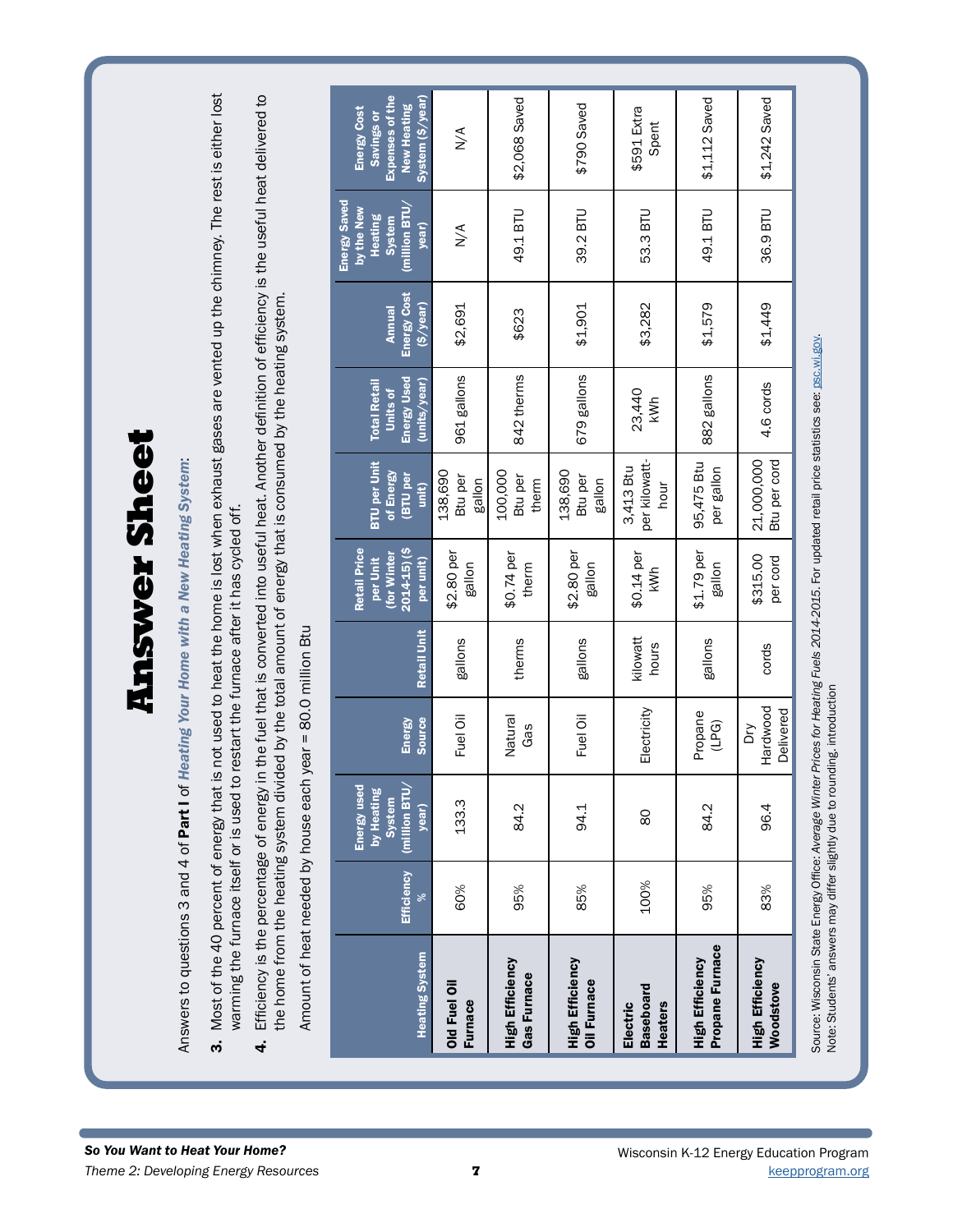# Answer Sheet

Answers to questions 3 and 4 of **Part I** of *Heating Your Home with a New Heating System*:

3. Most of the 40 percent of energy that is not used to heat the home is lost when exhaust gases are vented up the chimney. The rest is either lost warming the furnace itself or is used to restart the furnace after it has cycled off.
4. Efficiency is the percentage of energy in the fuel that is converted into useful heat. Another definition of efficiency is the useful heat delivered to the home from the heating system divided by the total amount of energy that is consumed by the heating system.

Amount of heat needed by house each year = 80.0 million Btu

| Heating System | Efficiency % | Energy used by Heating System (million BTU/ year) | Energy Source | Retail Unit | Retail Price per Unit (for Winter 2014-15) ($ per unit) | BTU per Unit of Energy (BTU per unit) | Total Retail Units of Energy Used (units/year) | Annual Energy Cost ($/year) | Energy Saved by the New Heating System (million BTU/ year) | Energy Cost Savings or Expenses of the New Heating System ($/year) |
|---|---|---|---|---|---|---|---|---|---|---|
| **Old Fuel Oil Furnace** | 60% | 133.3 | Fuel Oil | gallons | $2.80 per gallon | 138,690 Btu per gallon | 961 gallons | $2,691 | N/A | N/A |
| **High Efficiency Gas Furnace** | 95% | 84.2 | Natural Gas | therms | $0.74 per therm | 100,000 Btu per therm | 842 therms | $623 | 49.1 BTU | $2,068 Saved |
| **High Efficiency Oil Furnace** | 85% | 94.1 | Fuel Oil | gallons | $2.80 per gallon | 138,690 Btu per gallon | 679 gallons | $1,901 | 39.2 BTU | $790 Saved |
| **Electric Baseboard Heaters** | 100% | 80 | Electricity | kilowatt hours | $0.14 per kWh | 3,413 Btu per kilowatt-hour | 23,440 kWh | $3,282 | 53.3 BTU | $591 Extra Spent |
| **High Efficiency Propane Furnace** | 95% | 84.2 | Propane (LPG) | gallons | $1.79 per gallon | 95,475 Btu per gallon | 882 gallons | $1,579 | 49.1 BTU | $1,112 Saved |
| **High Efficiency Woodstove** | 83% | 96.4 | Dry Hardwood Delivered | cords | $315.00 per cord | 21,000,000 Btu per cord | 4.6 cords | $1,449 | 36.9 BTU | $1,242 Saved |

Source: Wisconsin State Energy Office: *Average Winter Prices for Heating Fuels 2014-2015*. For updated retail price statistics see: psc.wi.gov.
Note: Students' answers may differ slightly due to rounding. introduction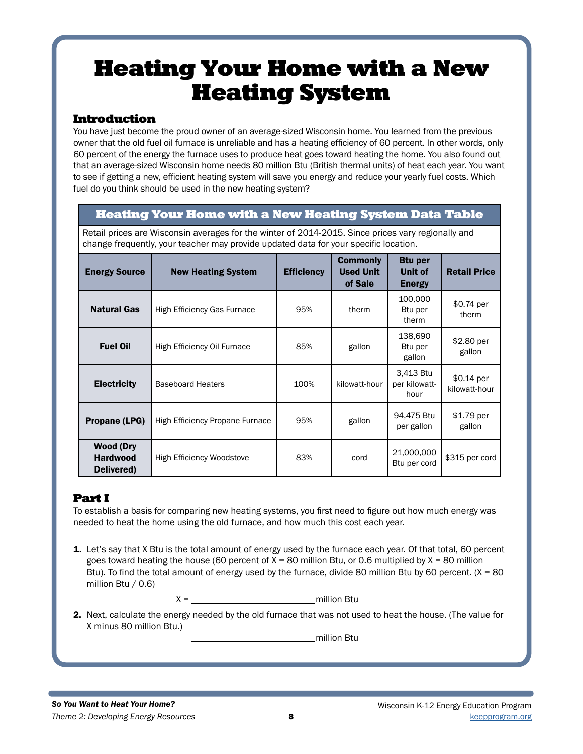# Heating Your Home with a New Heating System

## Introduction

You have just become the proud owner of an average-sized Wisconsin home. You learned from the previous owner that the old fuel oil furnace is unreliable and has a heating efficiency of 60 percent. In other words, only 60 percent of the energy the furnace uses to produce heat goes toward heating the home. You also found out that an average-sized Wisconsin home needs 80 million Btu (British thermal units) of heat each year. You want to see if getting a new, efficient heating system will save you energy and reduce your yearly fuel costs. Which fuel do you think should be used in the new heating system?

**Heating Your Home with a New Heating System Data Table**

Retail prices are Wisconsin averages for the winter of 2014-2015. Since prices vary regionally and change frequently, your teacher may provide updated data for your specific location.

| Energy Source | New Heating System | Efficiency | Commonly Used Unit of Sale | Btu per Unit of Energy | Retail Price |
|---|---|---|---|---|---|
| **Natural Gas** | High Efficiency Gas Furnace | 95% | therm | 100,000 Btu per therm | $0.74 per therm |
| **Fuel Oil** | High Efficiency Oil Furnace | 85% | gallon | 138,690 Btu per gallon | $2.80 per gallon |
| **Electricity** | Baseboard Heaters | 100% | kilowatt-hour | 3,413 Btu per kilowatt-hour | $0.14 per kilowatt-hour |
| **Propane (LPG)** | High Efficiency Propane Furnace | 95% | gallon | 94,475 Btu per gallon | $1.79 per gallon |
| **Wood (Dry Hardwood Delivered)** | High Efficiency Woodstove | 83% | cord | 21,000,000 Btu per cord | $315 per cord |

## Part I

To establish a basis for comparing new heating systems, you first need to figure out how much energy was needed to heat the home using the old furnace, and how much this cost each year.

1. Let's say that X Btu is the total amount of energy used by the furnace each year. Of that total, 60 percent goes toward heating the house (60 percent of X = 80 million Btu, or 0.6 multiplied by X = 80 million Btu). To find the total amount of energy used by the furnace, divide 80 million Btu by 60 percent. (X = 80 million Btu / 0.6)

   X = ______________________ million Btu

2. Next, calculate the energy needed by the old furnace that was not used to heat the house. (The value for X minus 80 million Btu.)

   ______________________ million Btu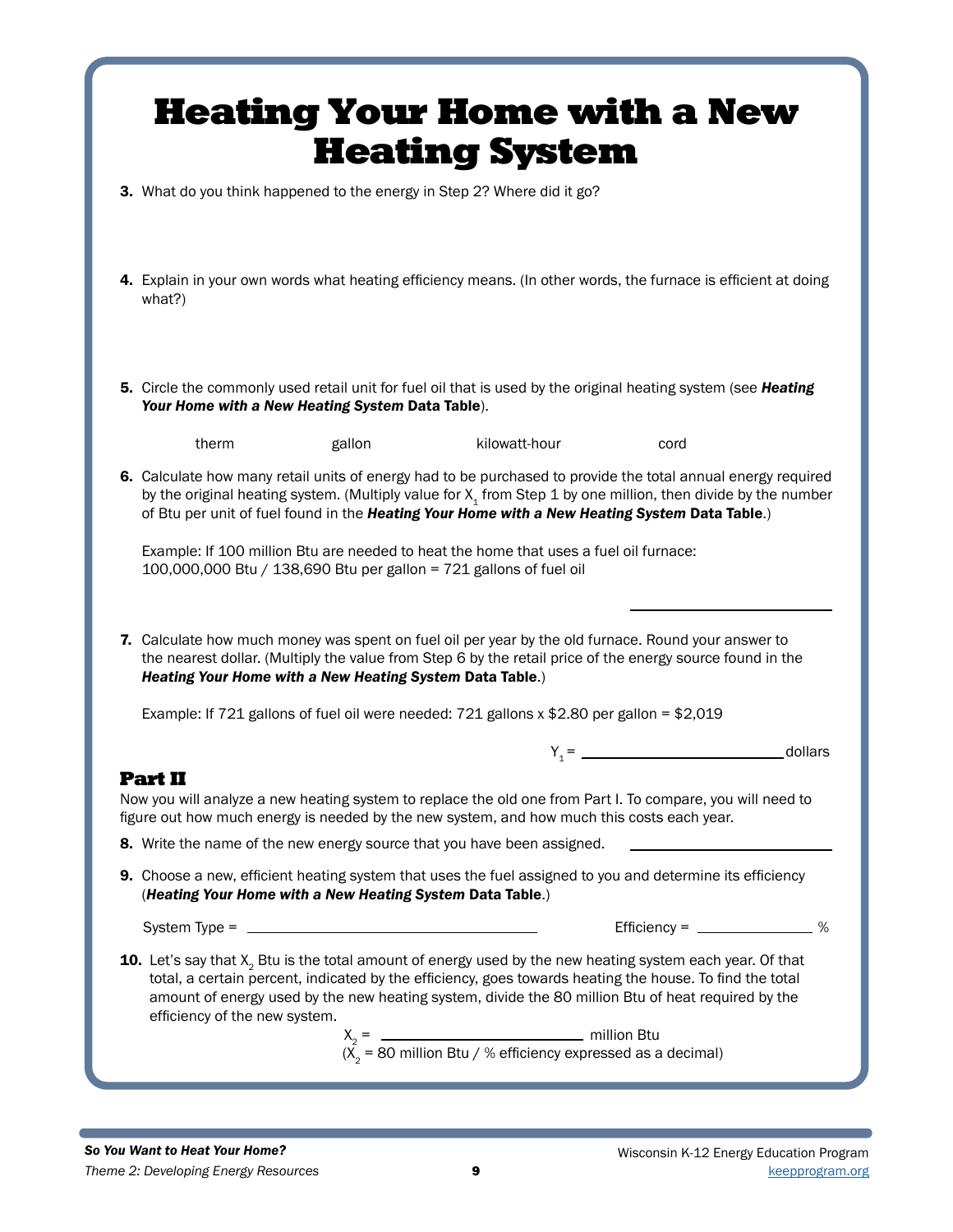# Heating Your Home with a New Heating System

**3.** What do you think happened to the energy in Step 2? Where did it go?

**4.** Explain in your own words what heating efficiency means. (In other words, the furnace is efficient at doing what?)

**5.** Circle the commonly used retail unit for fuel oil that is used by the original heating system (see ***Heating Your Home with a New Heating System*** **Data Table**).

therm      gallon      kilowatt-hour      cord

**6.** Calculate how many retail units of energy had to be purchased to provide the total annual energy required by the original heating system. (Multiply value for $X_1$ from Step 1 by one million, then divide by the number of Btu per unit of fuel found in the ***Heating Your Home with a New Heating System*** **Data Table**.)

Example: If 100 million Btu are needed to heat the home that uses a fuel oil furnace:
100,000,000 Btu / 138,690 Btu per gallon = 721 gallons of fuel oil

______________________

**7.** Calculate how much money was spent on fuel oil per year by the old furnace. Round your answer to the nearest dollar. (Multiply the value from Step 6 by the retail price of the energy source found in the ***Heating Your Home with a New Heating System*** **Data Table**.)

Example: If 721 gallons of fuel oil were needed: 721 gallons x $2.80 per gallon = $2,019

$Y_1$ = ______________________ dollars

## Part II

Now you will analyze a new heating system to replace the old one from Part I. To compare, you will need to figure out how much energy is needed by the new system, and how much this costs each year.

**8.** Write the name of the new energy source that you have been assigned. ______________________

**9.** Choose a new, efficient heating system that uses the fuel assigned to you and determine its efficiency (***Heating Your Home with a New Heating System*** **Data Table**.)

System Type = ______________________      Efficiency = ____________ %

**10.** Let's say that $X_2$ Btu is the total amount of energy used by the new heating system each year. Of that total, a certain percent, indicated by the efficiency, goes towards heating the house. To find the total amount of energy used by the new heating system, divide the 80 million Btu of heat required by the efficiency of the new system.

$X_2$ = ______________________ million Btu
($X_2$ = 80 million Btu / % efficiency expressed as a decimal)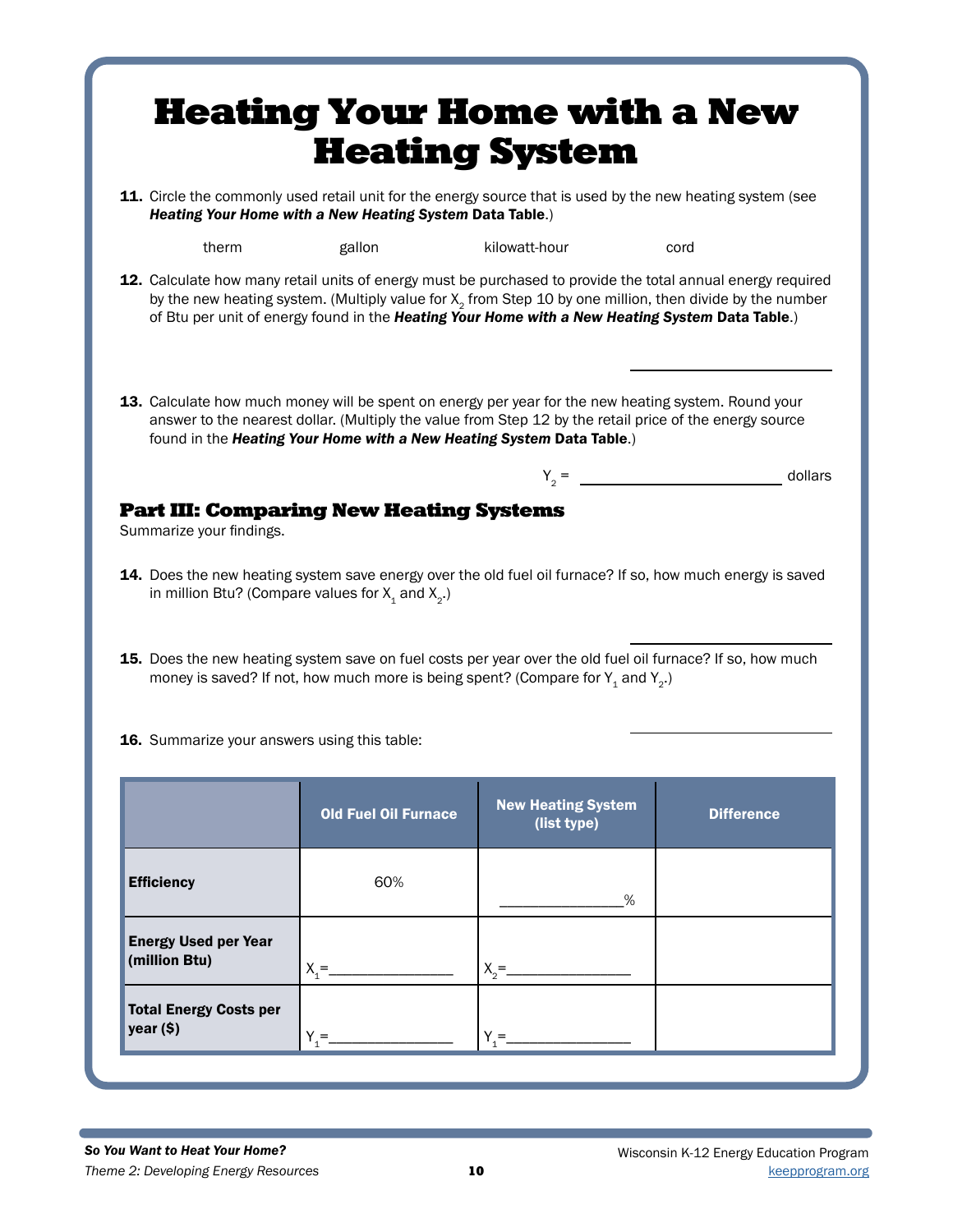# Heating Your Home with a New Heating System

**11.** Circle the commonly used retail unit for the energy source that is used by the new heating system (see ***Heating Your Home with a New Heating System* Data Table**.)

therm    gallon    kilowatt-hour    cord

**12.** Calculate how many retail units of energy must be purchased to provide the total annual energy required by the new heating system. (Multiply value for $X_2$ from Step 10 by one million, then divide by the number of Btu per unit of energy found in the ***Heating Your Home with a New Heating System* Data Table**.)

____________________

**13.** Calculate how much money will be spent on energy per year for the new heating system. Round your answer to the nearest dollar. (Multiply the value from Step 12 by the retail price of the energy source found in the ***Heating Your Home with a New Heating System* Data Table**.)

$Y_2$ = ____________________ dollars

## Part III: Comparing New Heating Systems

Summarize your findings.

**14.** Does the new heating system save energy over the old fuel oil furnace? If so, how much energy is saved in million Btu? (Compare values for $X_1$ and $X_2$.)

____________________

**15.** Does the new heating system save on fuel costs per year over the old fuel oil furnace? If so, how much money is saved? If not, how much more is being spent? (Compare for $Y_1$ and $Y_2$.)

____________________

**16.** Summarize your answers using this table:

| | Old Fuel Oil Furnace | New Heating System (list type) | Difference |
|---|---|---|---|
| **Efficiency** | 60% | ____________% | |
| **Energy Used per Year (million Btu)** | $X_1$=____________ | $X_2$=____________ | |
| **Total Energy Costs per year ($)** | $Y_1$=____________ | $Y_1$=____________ | |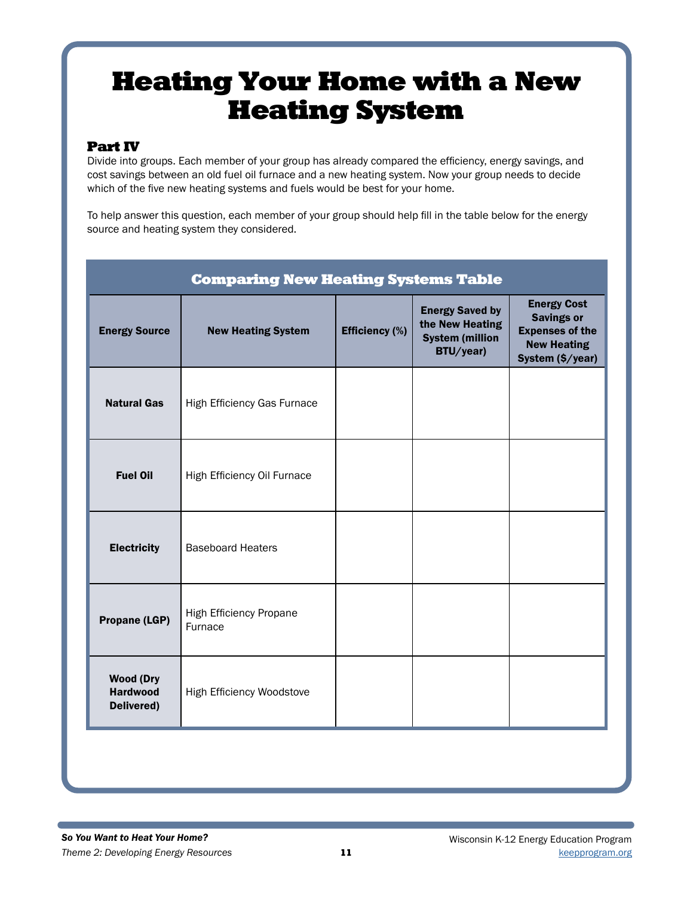# Heating Your Home with a New Heating System

## Part IV

Divide into groups. Each member of your group has already compared the efficiency, energy savings, and cost savings between an old fuel oil furnace and a new heating system. Now your group needs to decide which of the five new heating systems and fuels would be best for your home.

To help answer this question, each member of your group should help fill in the table below for the energy source and heating system they considered.

**Comparing New Heating Systems Table**

| Energy Source | New Heating System | Efficiency (%) | Energy Saved by the New Heating System (million BTU/year) | Energy Cost Savings or Expenses of the New Heating System ($/year) |
| --- | --- | --- | --- | --- |
| **Natural Gas** | High Efficiency Gas Furnace | | | |
| **Fuel Oil** | High Efficiency Oil Furnace | | | |
| **Electricity** | Baseboard Heaters | | | |
| **Propane (LGP)** | High Efficiency Propane Furnace | | | |
| **Wood (Dry Hardwood Delivered)** | High Efficiency Woodstove | | | |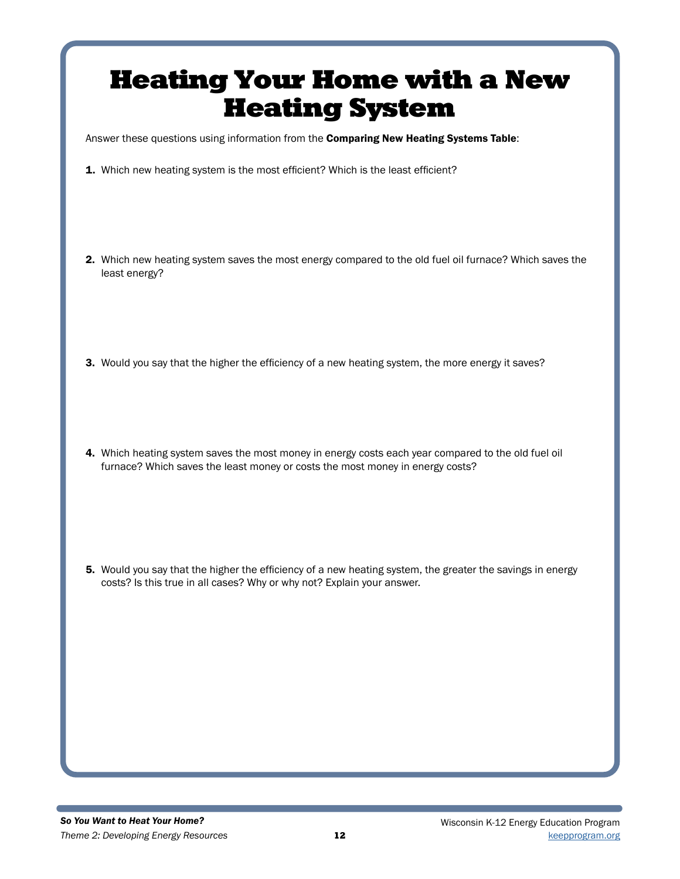# Heating Your Home with a New Heating System

Answer these questions using information from the **Comparing New Heating Systems Table**:

1. Which new heating system is the most efficient? Which is the least efficient?

2. Which new heating system saves the most energy compared to the old fuel oil furnace? Which saves the least energy?

3. Would you say that the higher the efficiency of a new heating system, the more energy it saves?

4. Which heating system saves the most money in energy costs each year compared to the old fuel oil furnace? Which saves the least money or costs the most money in energy costs?

5. Would you say that the higher the efficiency of a new heating system, the greater the savings in energy costs? Is this true in all cases? Why or why not? Explain your answer.